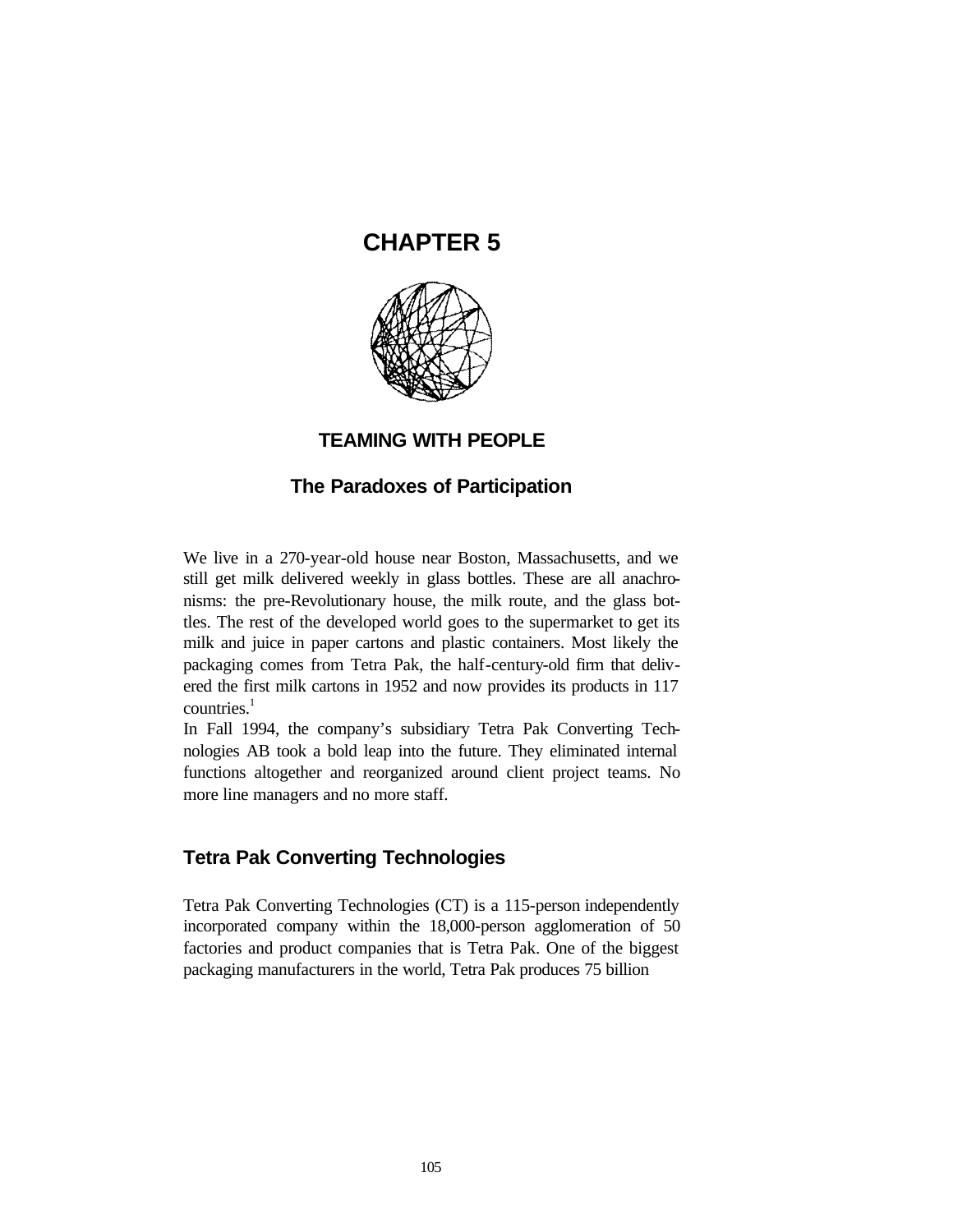# CHAPTER 5

## TEAMING WITH PEOPLE

### The Paradoxes of Participation

We live in a 270-year-old house near Boston, Massachusetts, and we still get milk delivered weekly in glass bottles. These are all anachronisms: the pre-Revolutionary house, the milk route, and the glass bottles. The rest of the developed world goes to the supermarket to get its milk and juice in paper cartons and plastic containers. Most likely the packaging comes from Tetra Pak, the half-century-old firm that delivered the first milk cartons in 1952 and now provides its products in 117 countries.[1]

In Fall 1994, the company's subsidiary Tetra Pak Converting Technologies AB took a bold leap into the future. They eliminated internal functions altogether and reorganized around client project teams. No more line managers and no more staff.

## Tetra Pak Converting Technologies

Tetra Pak Converting Technologies (CT) is a 115-person independently incorporated company within the 18,000-person agglomeration of 50 factories and product companies that is Tetra Pak. One of the biggest packaging manufacturers in the world, Tetra Pak produces 75 billion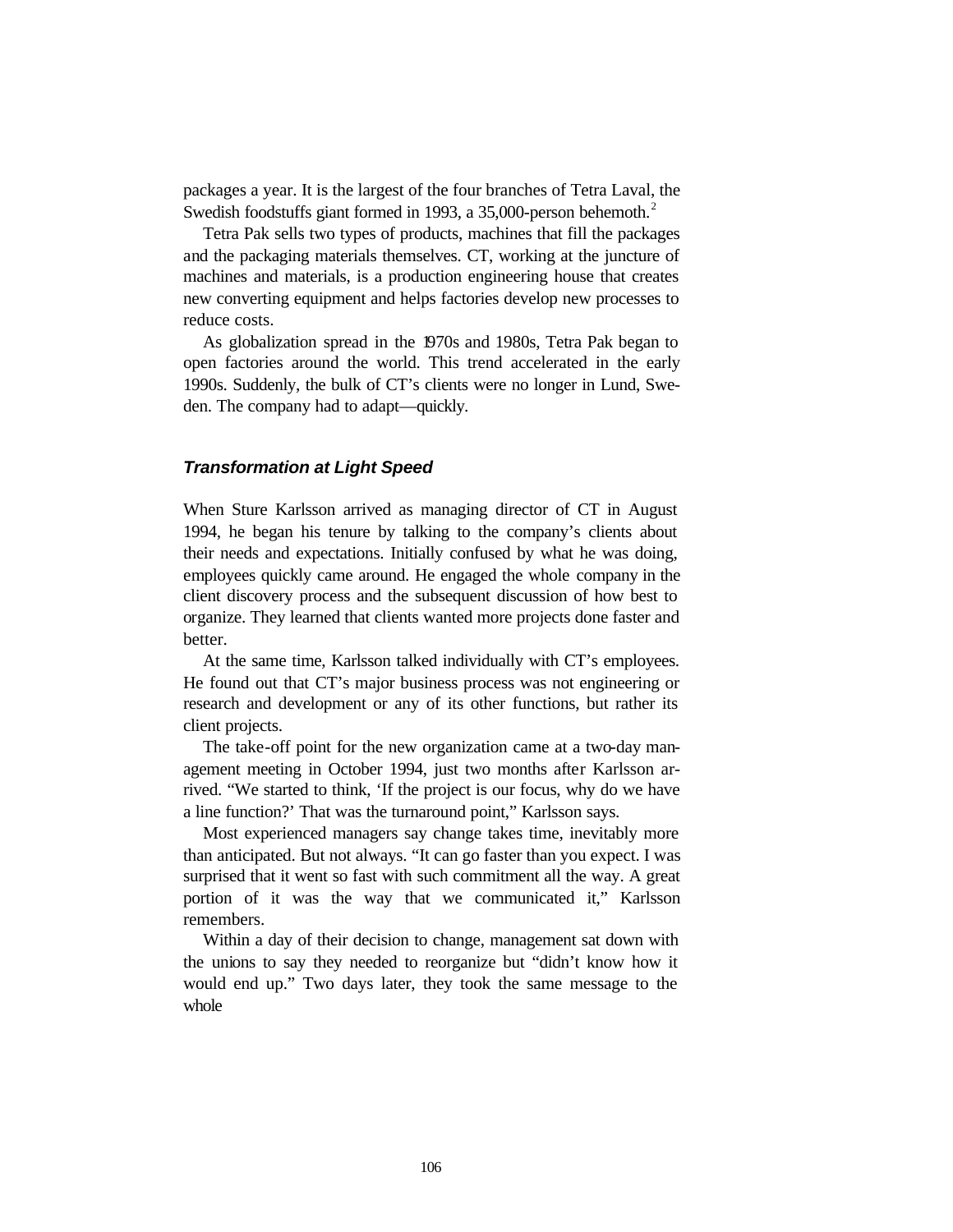packages a year. It is the largest of the four branches of Tetra Laval, the Swedish foodstuffs giant formed in 1993, a 35,000-person behemoth.[2]

Tetra Pak sells two types of products, machines that fill the packages and the packaging materials themselves. CT, working at the juncture of machines and materials, is a production engineering house that creates new converting equipment and helps factories develop new processes to reduce costs.

As globalization spread in the 1970s and 1980s, Tetra Pak began to open factories around the world. This trend accelerated in the early 1990s. Suddenly, the bulk of CT's clients were no longer in Lund, Sweden. The company had to adapt—quickly.

### *Transformation at Light Speed*

When Sture Karlsson arrived as managing director of CT in August 1994, he began his tenure by talking to the company's clients about their needs and expectations. Initially confused by what he was doing, employees quickly came around. He engaged the whole company in the client discovery process and the subsequent discussion of how best to organize. They learned that clients wanted more projects done faster and better.

At the same time, Karlsson talked individually with CT's employees. He found out that CT's major business process was not engineering or research and development or any of its other functions, but rather its client projects.

The take-off point for the new organization came at a two-day management meeting in October 1994, just two months after Karlsson arrived. "We started to think, 'If the project is our focus, why do we have a line function?' That was the turnaround point," Karlsson says.

Most experienced managers say change takes time, inevitably more than anticipated. But not always. "It can go faster than you expect. I was surprised that it went so fast with such commitment all the way. A great portion of it was the way that we communicated it," Karlsson remembers.

Within a day of their decision to change, management sat down with the unions to say they needed to reorganize but "didn't know how it would end up." Two days later, they took the same message to the whole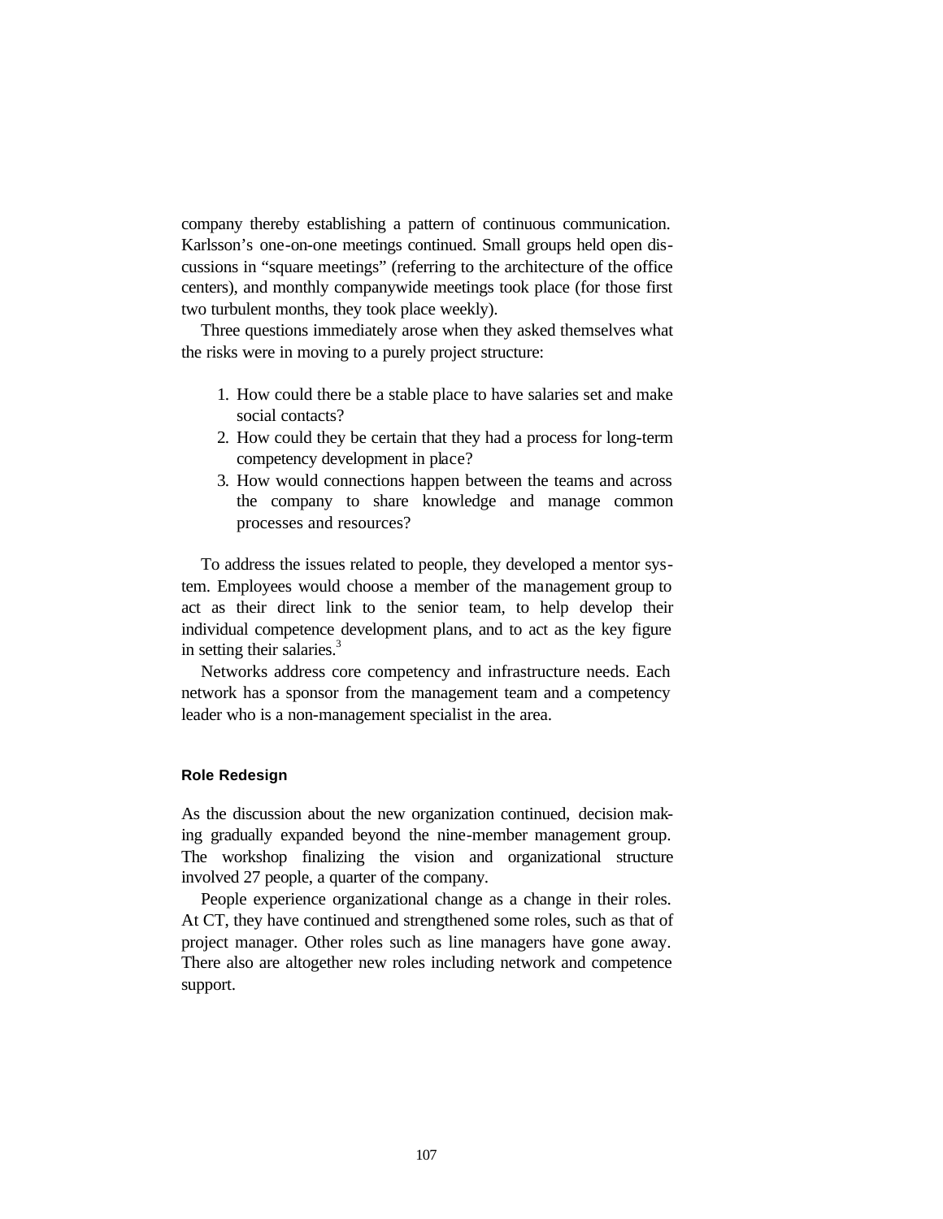company thereby establishing a pattern of continuous communication. Karlsson's one-on-one meetings continued. Small groups held open discussions in "square meetings" (referring to the architecture of the office centers), and monthly companywide meetings took place (for those first two turbulent months, they took place weekly).

Three questions immediately arose when they asked themselves what the risks were in moving to a purely project structure:

1. How could there be a stable place to have salaries set and make social contacts?
2. How could they be certain that they had a process for long-term competency development in place?
3. How would connections happen between the teams and across the company to share knowledge and manage common processes and resources?

To address the issues related to people, they developed a mentor system. Employees would choose a member of the management group to act as their direct link to the senior team, to help develop their individual competence development plans, and to act as the key figure in setting their salaries.[3]

Networks address core competency and infrastructure needs. Each network has a sponsor from the management team and a competency leader who is a non-management specialist in the area.

#### Role Redesign

As the discussion about the new organization continued, decision making gradually expanded beyond the nine-member management group. The workshop finalizing the vision and organizational structure involved 27 people, a quarter of the company.

People experience organizational change as a change in their roles. At CT, they have continued and strengthened some roles, such as that of project manager. Other roles such as line managers have gone away. There also are altogether new roles including network and competence support.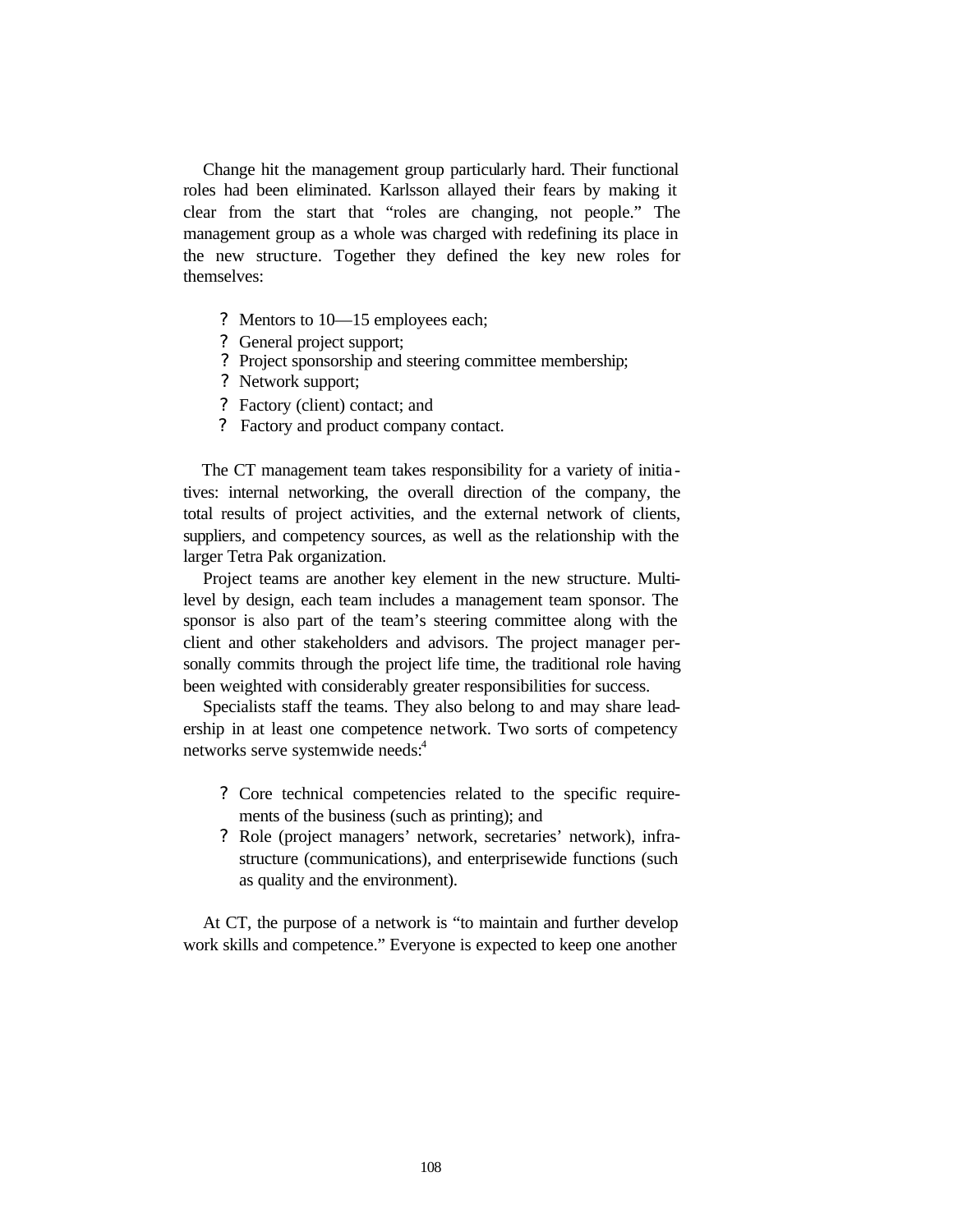Change hit the management group particularly hard. Their functional roles had been eliminated. Karlsson allayed their fears by making it clear from the start that "roles are changing, not people." The management group as a whole was charged with redefining its place in the new structure. Together they defined the key new roles for themselves:

- Mentors to 10—15 employees each;
- General project support;
- Project sponsorship and steering committee membership;
- Network support;
- Factory (client) contact; and
- Factory and product company contact.

The CT management team takes responsibility for a variety of initiatives: internal networking, the overall direction of the company, the total results of project activities, and the external network of clients, suppliers, and competency sources, as well as the relationship with the larger Tetra Pak organization.

Project teams are another key element in the new structure. Multi-level by design, each team includes a management team sponsor. The sponsor is also part of the team's steering committee along with the client and other stakeholders and advisors. The project manager personally commits through the project life time, the traditional role having been weighted with considerably greater responsibilities for success.

Specialists staff the teams. They also belong to and may share leadership in at least one competence network. Two sorts of competency networks serve systemwide needs:[4]

- Core technical competencies related to the specific requirements of the business (such as printing); and
- Role (project managers' network, secretaries' network), infrastructure (communications), and enterprisewide functions (such as quality and the environment).

At CT, the purpose of a network is "to maintain and further develop work skills and competence." Everyone is expected to keep one another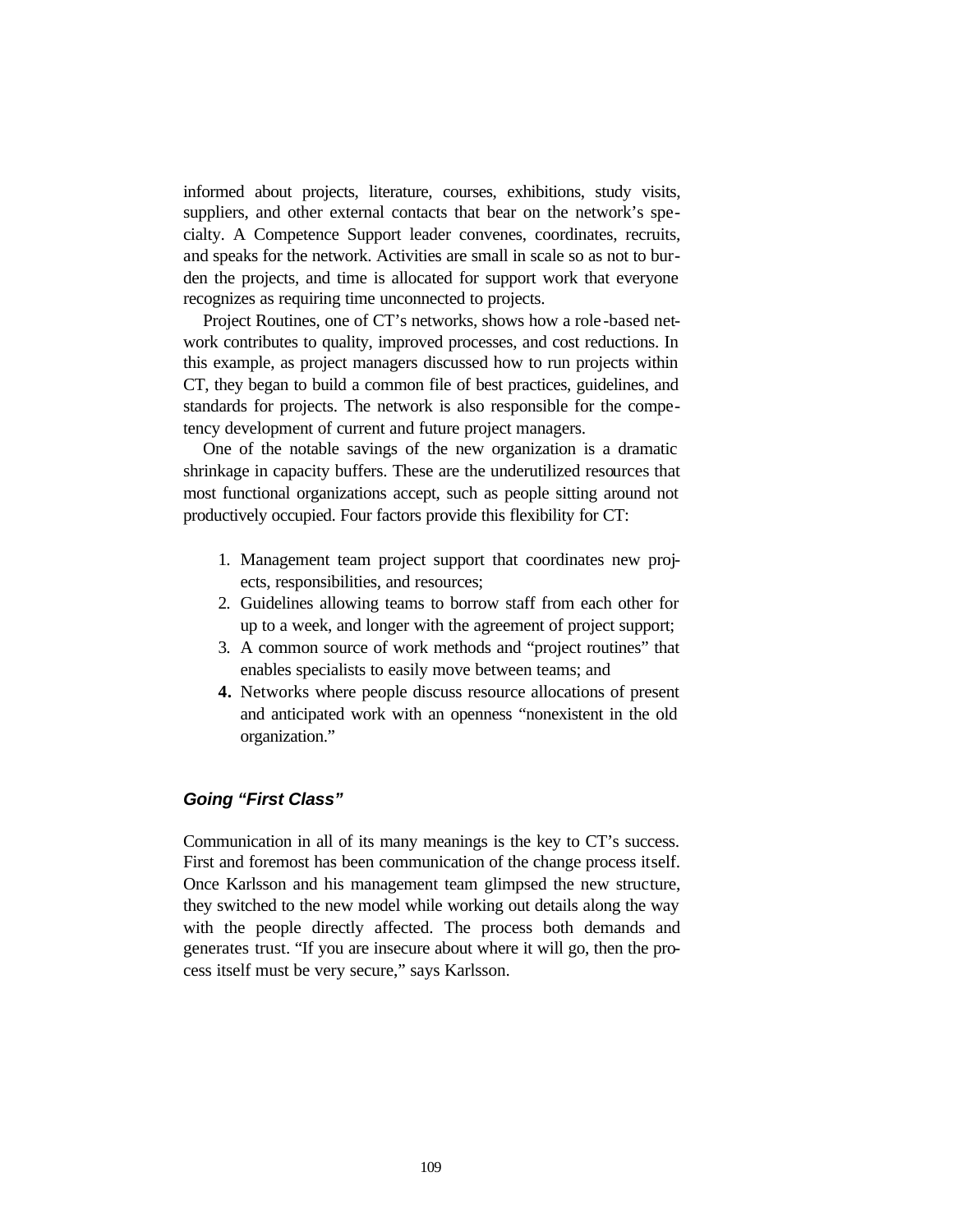informed about projects, literature, courses, exhibitions, study visits, suppliers, and other external contacts that bear on the network's specialty. A Competence Support leader convenes, coordinates, recruits, and speaks for the network. Activities are small in scale so as not to burden the projects, and time is allocated for support work that everyone recognizes as requiring time unconnected to projects.

Project Routines, one of CT's networks, shows how a role-based network contributes to quality, improved processes, and cost reductions. In this example, as project managers discussed how to run projects within CT, they began to build a common file of best practices, guidelines, and standards for projects. The network is also responsible for the competency development of current and future project managers.

One of the notable savings of the new organization is a dramatic shrinkage in capacity buffers. These are the underutilized resources that most functional organizations accept, such as people sitting around not productively occupied. Four factors provide this flexibility for CT:

1. Management team project support that coordinates new projects, responsibilities, and resources;
2. Guidelines allowing teams to borrow staff from each other for up to a week, and longer with the agreement of project support;
3. A common source of work methods and "project routines" that enables specialists to easily move between teams; and
4. Networks where people discuss resource allocations of present and anticipated work with an openness "nonexistent in the old organization."

### *Going "First Class"*

Communication in all of its many meanings is the key to CT's success. First and foremost has been communication of the change process itself. Once Karlsson and his management team glimpsed the new structure, they switched to the new model while working out details along the way with the people directly affected. The process both demands and generates trust. "If you are insecure about where it will go, then the process itself must be very secure," says Karlsson.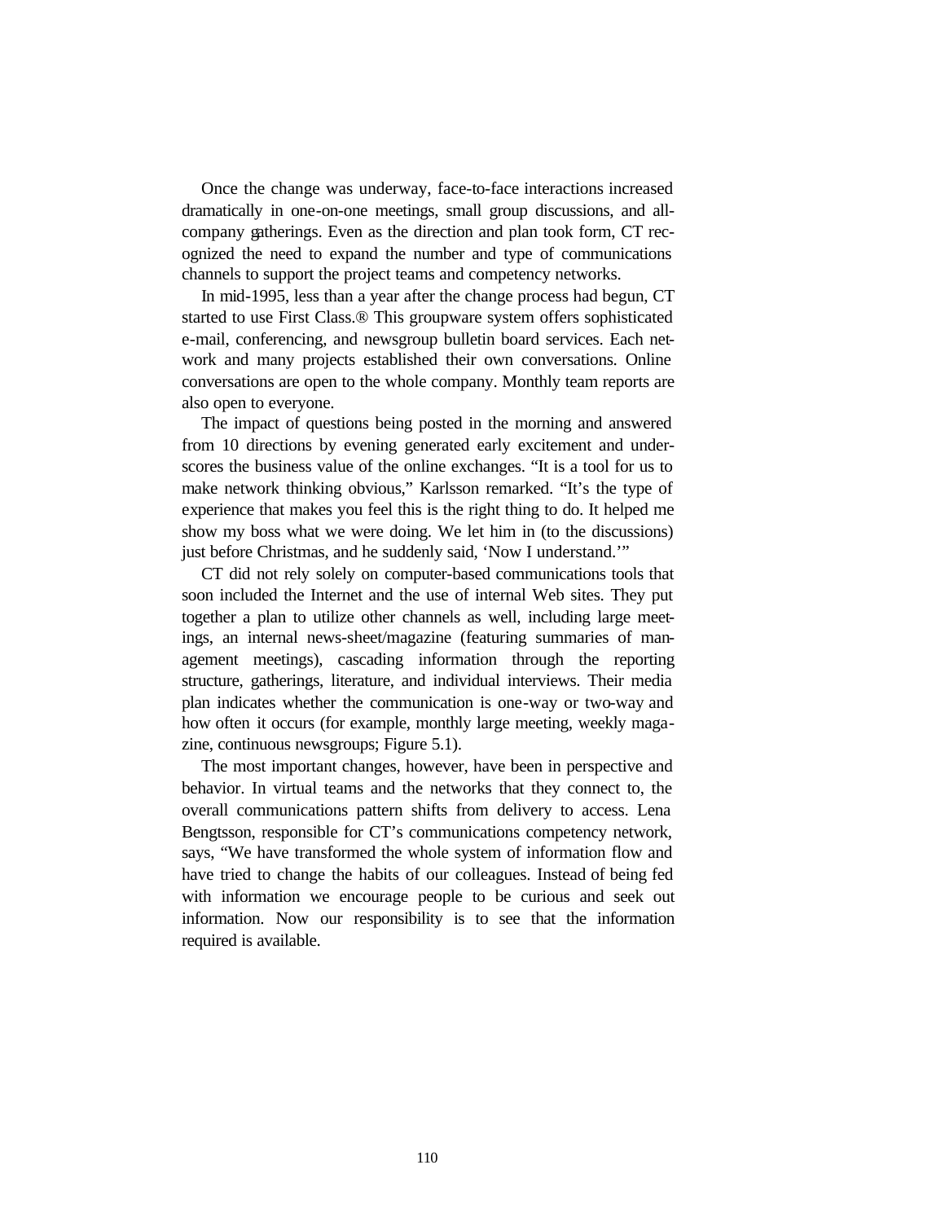Once the change was underway, face-to-face interactions increased dramatically in one-on-one meetings, small group discussions, and all-company gatherings. Even as the direction and plan took form, CT recognized the need to expand the number and type of communications channels to support the project teams and competency networks.

In mid-1995, less than a year after the change process had begun, CT started to use First Class.® This groupware system offers sophisticated e-mail, conferencing, and newsgroup bulletin board services. Each network and many projects established their own conversations. Online conversations are open to the whole company. Monthly team reports are also open to everyone.

The impact of questions being posted in the morning and answered from 10 directions by evening generated early excitement and underscores the business value of the online exchanges. "It is a tool for us to make network thinking obvious," Karlsson remarked. "It's the type of experience that makes you feel this is the right thing to do. It helped me show my boss what we were doing. We let him in (to the discussions) just before Christmas, and he suddenly said, 'Now I understand.'"

CT did not rely solely on computer-based communications tools that soon included the Internet and the use of internal Web sites. They put together a plan to utilize other channels as well, including large meetings, an internal news-sheet/magazine (featuring summaries of management meetings), cascading information through the reporting structure, gatherings, literature, and individual interviews. Their media plan indicates whether the communication is one-way or two-way and how often it occurs (for example, monthly large meeting, weekly magazine, continuous newsgroups; Figure 5.1).

The most important changes, however, have been in perspective and behavior. In virtual teams and the networks that they connect to, the overall communications pattern shifts from delivery to access. Lena Bengtsson, responsible for CT's communications competency network, says, "We have transformed the whole system of information flow and have tried to change the habits of our colleagues. Instead of being fed with information we encourage people to be curious and seek out information. Now our responsibility is to see that the information required is available.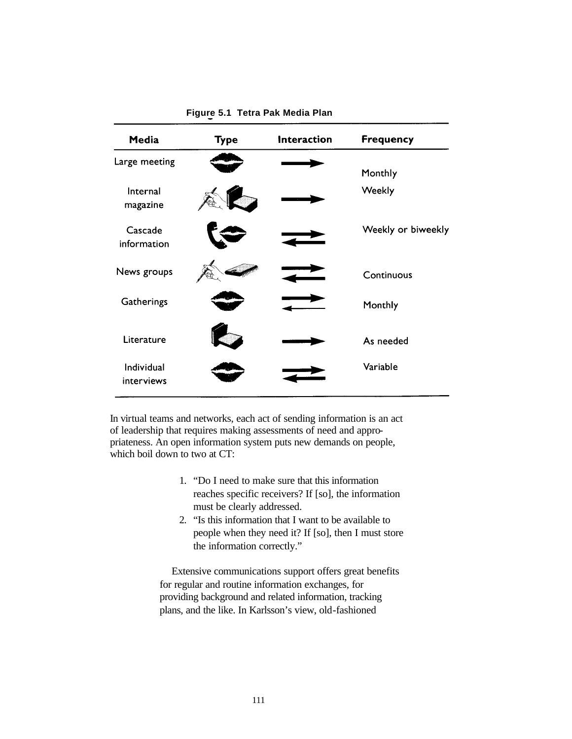**Figure 5.1 Tetra Pak Media Plan**

| Media | Type | Interaction | Frequency |
|---|---|---|---|
| Large meeting | | → | Monthly |
| Internal magazine | | → | Weekly |
| Cascade information | | ⇄ | Weekly or biweekly |
| News groups | | ⇄ | Continuous |
| Gatherings | | ⇄ | Monthly |
| Literature | | → | As needed |
| Individual interviews | | ⇄ | Variable |

In virtual teams and networks, each act of sending information is an act of leadership that requires making assessments of need and appropriateness. An open information system puts new demands on people, which boil down to two at CT:

1. "Do I need to make sure that this information reaches specific receivers? If [so], the information must be clearly addressed.
2. "Is this information that I want to be available to people when they need it? If [so], then I must store the information correctly."

Extensive communications support offers great benefits for regular and routine information exchanges, for providing background and related information, tracking plans, and the like. In Karlsson's view, old-fashioned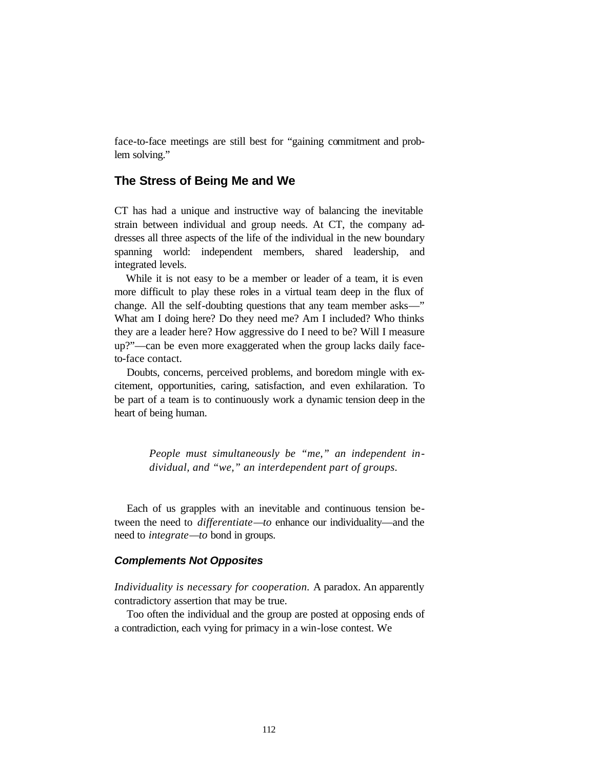face-to-face meetings are still best for "gaining commitment and problem solving."

## The Stress of Being Me and We

CT has had a unique and instructive way of balancing the inevitable strain between individual and group needs. At CT, the company addresses all three aspects of the life of the individual in the new boundary spanning world: independent members, shared leadership, and integrated levels.

While it is not easy to be a member or leader of a team, it is even more difficult to play these roles in a virtual team deep in the flux of change. All the self-doubting questions that any team member asks—" What am I doing here? Do they need me? Am I included? Who thinks they are a leader here? How aggressive do I need to be? Will I measure up?"—can be even more exaggerated when the group lacks daily face-to-face contact.

Doubts, concerns, perceived problems, and boredom mingle with excitement, opportunities, caring, satisfaction, and even exhilaration. To be part of a team is to continuously work a dynamic tension deep in the heart of being human.

> *People must simultaneously be "me," an independent individual, and "we," an interdependent part of groups.*

Each of us grapples with an inevitable and continuous tension between the need to *differentiate—to* enhance our individuality—and the need to *integrate—to* bond in groups.

### *Complements Not Opposites*

*Individuality is necessary for cooperation.* A paradox. An apparently contradictory assertion that may be true.

Too often the individual and the group are posted at opposing ends of a contradiction, each vying for primacy in a win-lose contest. We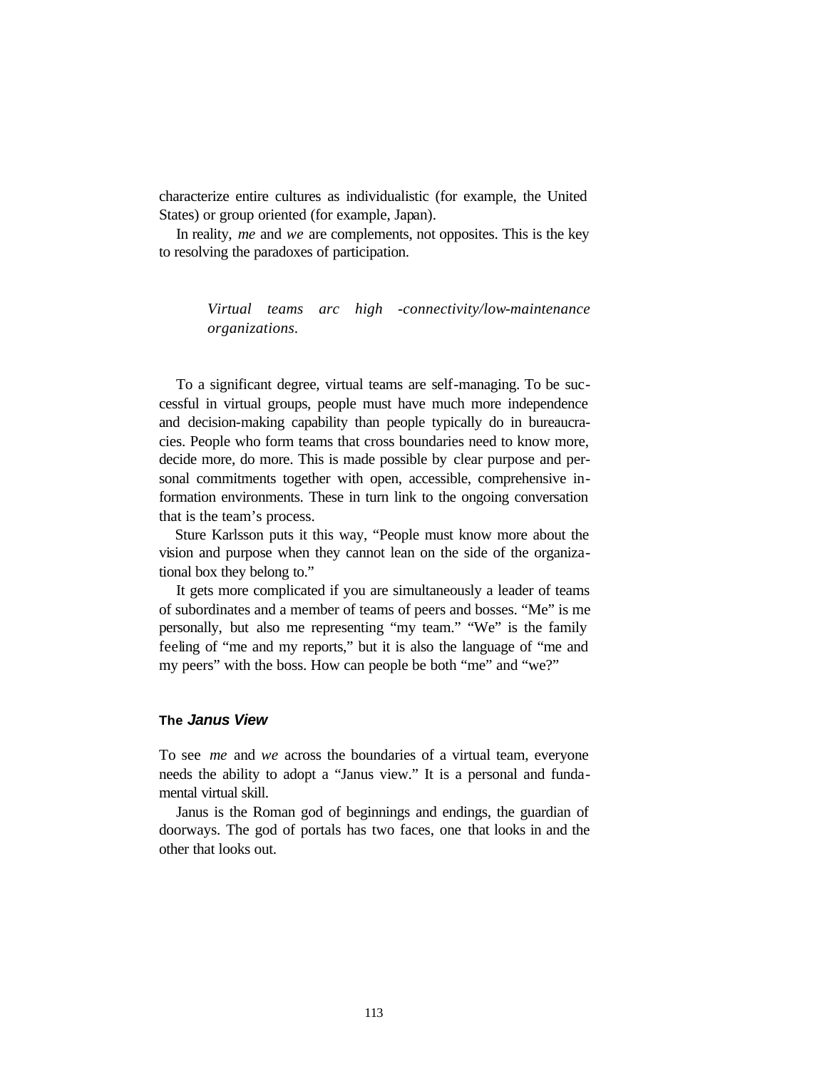characterize entire cultures as individualistic (for example, the United States) or group oriented (for example, Japan).

In reality, *me* and *we* are complements, not opposites. This is the key to resolving the paradoxes of participation.

> *Virtual teams arc high -connectivity/low-maintenance organizations.*

To a significant degree, virtual teams are self-managing. To be successful in virtual groups, people must have much more independence and decision-making capability than people typically do in bureaucracies. People who form teams that cross boundaries need to know more, decide more, do more. This is made possible by clear purpose and personal commitments together with open, accessible, comprehensive information environments. These in turn link to the ongoing conversation that is the team's process.

Sture Karlsson puts it this way, "People must know more about the vision and purpose when they cannot lean on the side of the organizational box they belong to."

It gets more complicated if you are simultaneously a leader of teams of subordinates and a member of teams of peers and bosses. "Me" is me personally, but also me representing "my team." "We" is the family feeling of "me and my reports," but it is also the language of "me and my peers" with the boss. How can people be both "me" and "we?"

### The *Janus View*

To see *me* and *we* across the boundaries of a virtual team, everyone needs the ability to adopt a "Janus view." It is a personal and fundamental virtual skill.

Janus is the Roman god of beginnings and endings, the guardian of doorways. The god of portals has two faces, one that looks in and the other that looks out.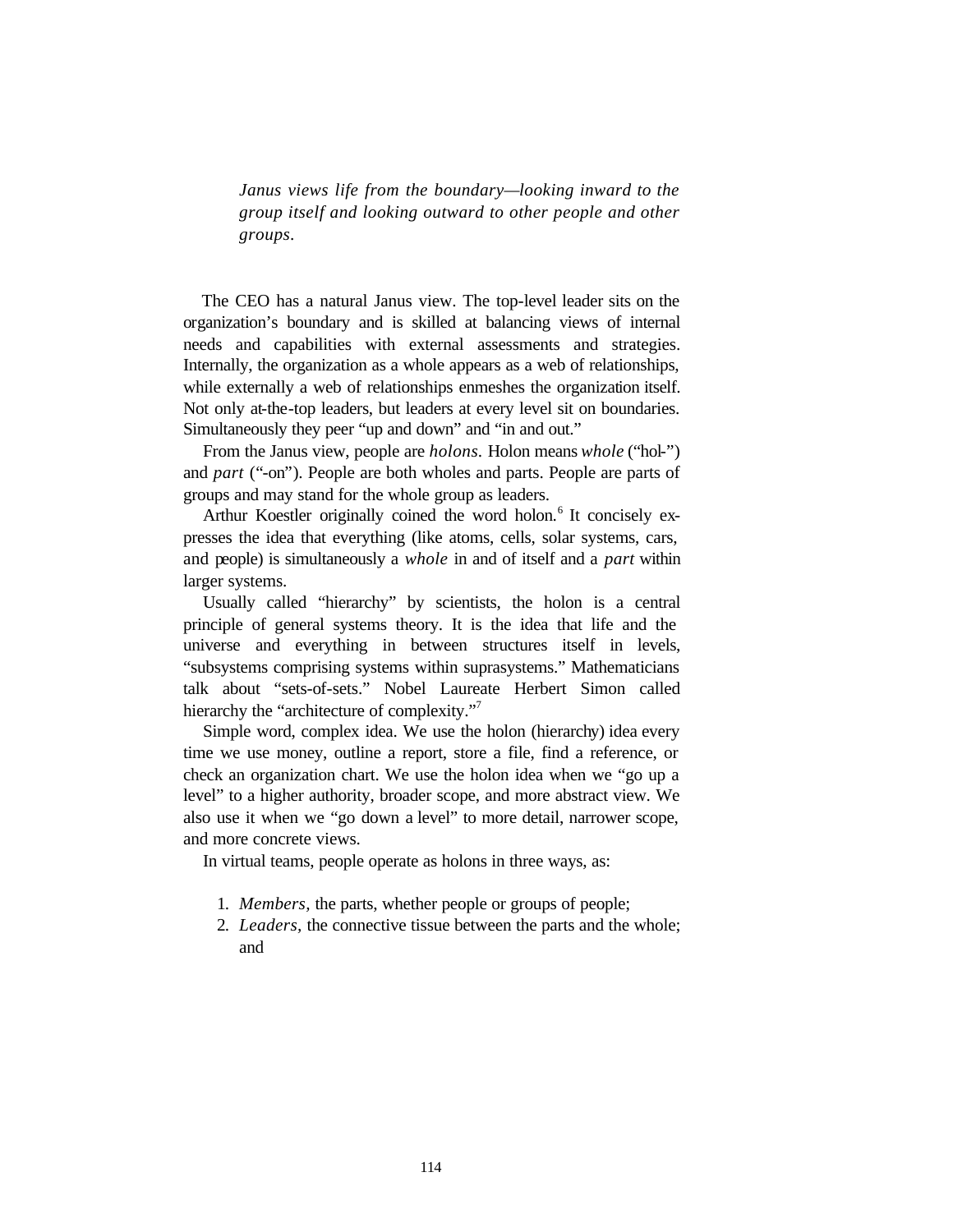*Janus views life from the boundary—looking inward to the group itself and looking outward to other people and other groups.*

The CEO has a natural Janus view. The top-level leader sits on the organization's boundary and is skilled at balancing views of internal needs and capabilities with external assessments and strategies. Internally, the organization as a whole appears as a web of relationships, while externally a web of relationships enmeshes the organization itself. Not only at-the-top leaders, but leaders at every level sit on boundaries. Simultaneously they peer "up and down" and "in and out."

From the Janus view, people are *holons*. Holon means *whole* ("hol-") and *part* ("-on"). People are both wholes and parts. People are parts of groups and may stand for the whole group as leaders.

Arthur Koestler originally coined the word holon.[6] It concisely expresses the idea that everything (like atoms, cells, solar systems, cars, and people) is simultaneously a *whole* in and of itself and a *part* within larger systems.

Usually called "hierarchy" by scientists, the holon is a central principle of general systems theory. It is the idea that life and the universe and everything in between structures itself in levels, "subsystems comprising systems within suprasystems." Mathematicians talk about "sets-of-sets." Nobel Laureate Herbert Simon called hierarchy the "architecture of complexity."[7]

Simple word, complex idea. We use the holon (hierarchy) idea every time we use money, outline a report, store a file, find a reference, or check an organization chart. We use the holon idea when we "go up a level" to a higher authority, broader scope, and more abstract view. We also use it when we "go down a level" to more detail, narrower scope, and more concrete views.

In virtual teams, people operate as holons in three ways, as:

1. *Members*, the parts, whether people or groups of people;
2. *Leaders*, the connective tissue between the parts and the whole; and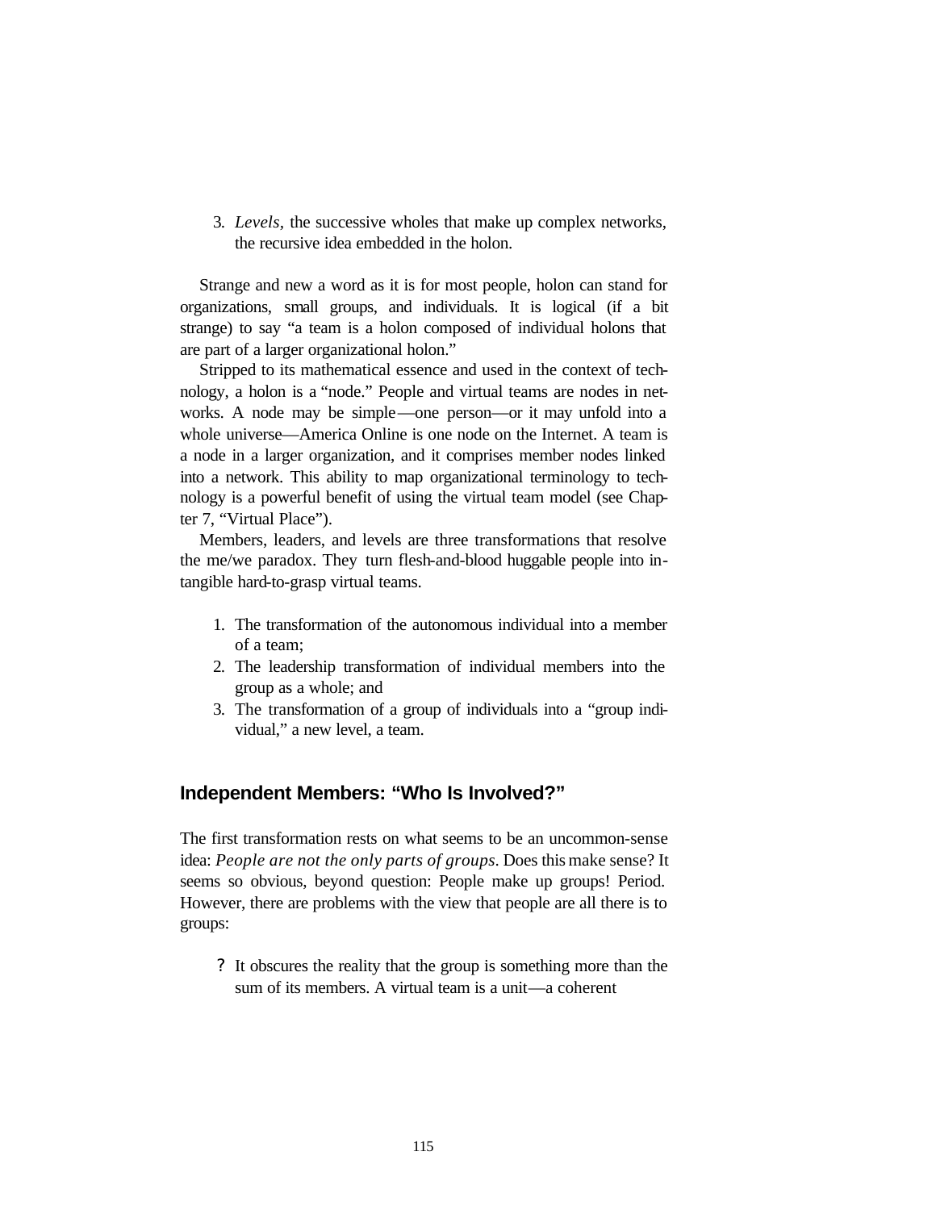3. *Levels,* the successive wholes that make up complex networks, the recursive idea embedded in the holon.

Strange and new a word as it is for most people, holon can stand for organizations, small groups, and individuals. It is logical (if a bit strange) to say "a team is a holon composed of individual holons that are part of a larger organizational holon."

Stripped to its mathematical essence and used in the context of technology, a holon is a "node." People and virtual teams are nodes in networks. A node may be simple—one person—or it may unfold into a whole universe—America Online is one node on the Internet. A team is a node in a larger organization, and it comprises member nodes linked into a network. This ability to map organizational terminology to technology is a powerful benefit of using the virtual team model (see Chapter 7, "Virtual Place").

Members, leaders, and levels are three transformations that resolve the me/we paradox. They turn flesh-and-blood huggable people into intangible hard-to-grasp virtual teams.

1. The transformation of the autonomous individual into a member of a team;
2. The leadership transformation of individual members into the group as a whole; and
3. The transformation of a group of individuals into a "group individual," a new level, a team.

## Independent Members: "Who Is Involved?"

The first transformation rests on what seems to be an uncommon-sense idea: *People are not the only parts of groups*. Does this make sense? It seems so obvious, beyond question: People make up groups! Period. However, there are problems with the view that people are all there is to groups:

- It obscures the reality that the group is something more than the sum of its members. A virtual team is a unit—a coherent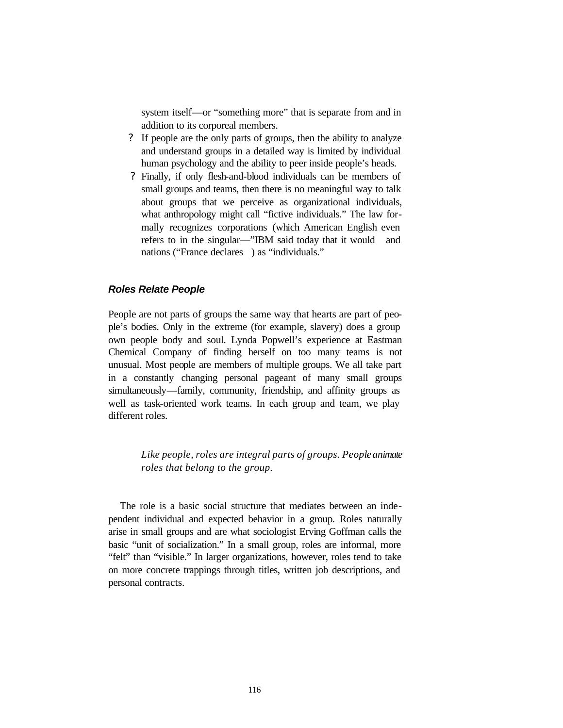system itself—or "something more" that is separate from and in addition to its corporeal members.

- If people are the only parts of groups, then the ability to analyze and understand groups in a detailed way is limited by individual human psychology and the ability to peer inside people's heads.
- Finally, if only flesh-and-blood individuals can be members of small groups and teams, then there is no meaningful way to talk about groups that we perceive as organizational individuals, what anthropology might call "fictive individuals." The law formally recognizes corporations (which American English even refers to in the singular—"IBM said today that it would and nations ("France declares ) as "individuals."

### Roles Relate People

People are not parts of groups the same way that hearts are part of people's bodies. Only in the extreme (for example, slavery) does a group own people body and soul. Lynda Popwell's experience at Eastman Chemical Company of finding herself on too many teams is not unusual. Most people are members of multiple groups. We all take part in a constantly changing personal pageant of many small groups simultaneously—family, community, friendship, and affinity groups as well as task-oriented work teams. In each group and team, we play different roles.

> *Like people, roles are integral parts of groups. People animate roles that belong to the group.*

The role is a basic social structure that mediates between an independent individual and expected behavior in a group. Roles naturally arise in small groups and are what sociologist Erving Goffman calls the basic "unit of socialization." In a small group, roles are informal, more "felt" than "visible." In larger organizations, however, roles tend to take on more concrete trappings through titles, written job descriptions, and personal contracts.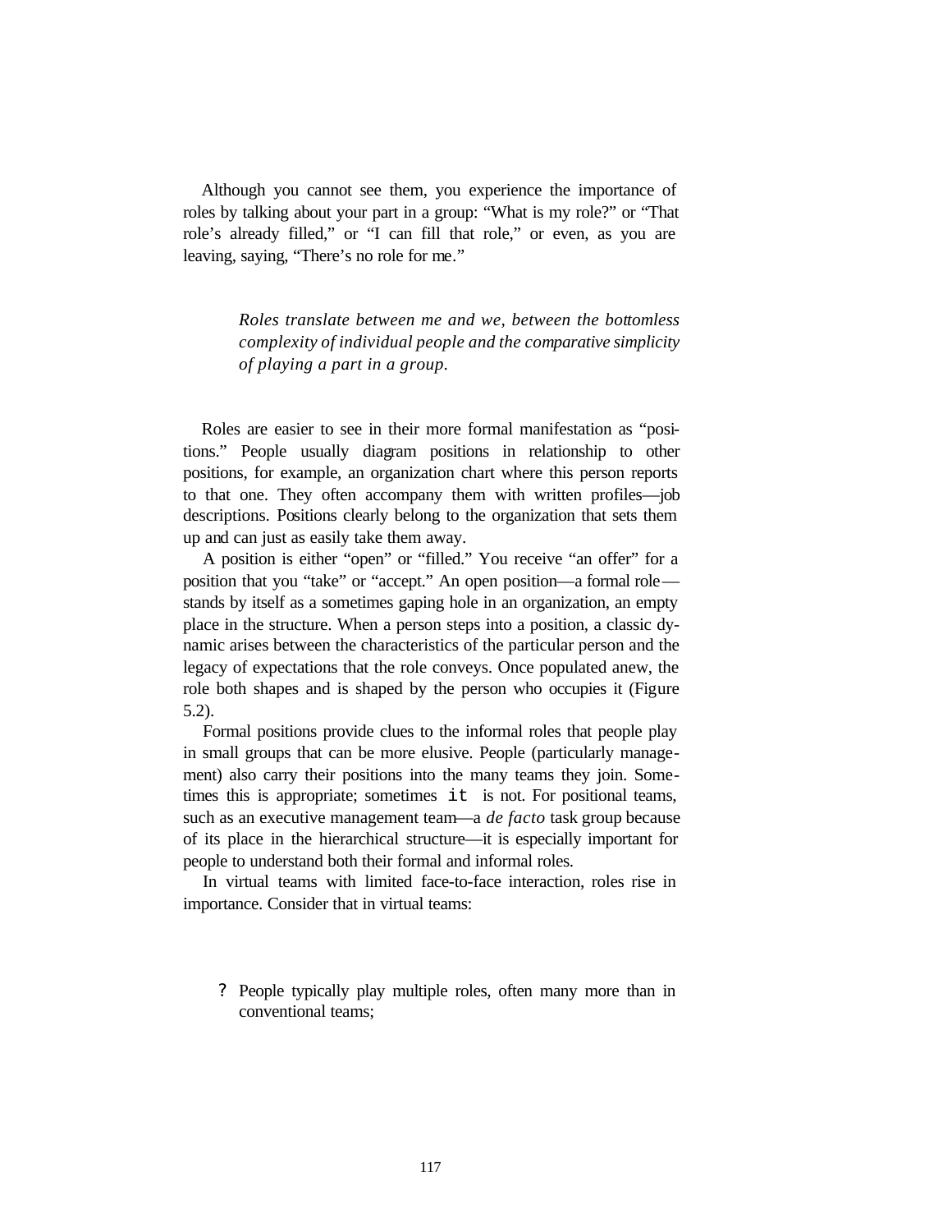Although you cannot see them, you experience the importance of roles by talking about your part in a group: “What is my role?” or “That role’s already filled,” or “I can fill that role,” or even, as you are leaving, saying, “There’s no role for me.”

> *Roles translate between me and we, between the bottomless complexity of individual people and the comparative simplicity of playing a part in a group.*

Roles are easier to see in their more formal manifestation as “positions.” People usually diagram positions in relationship to other positions, for example, an organization chart where this person reports to that one. They often accompany them with written profiles—job descriptions. Positions clearly belong to the organization that sets them up and can just as easily take them away.

A position is either “open” or “filled.” You receive “an offer” for a position that you “take” or “accept.” An open position—a formal role—stands by itself as a sometimes gaping hole in an organization, an empty place in the structure. When a person steps into a position, a classic dynamic arises between the characteristics of the particular person and the legacy of expectations that the role conveys. Once populated anew, the role both shapes and is shaped by the person who occupies it (Figure 5.2).

Formal positions provide clues to the informal roles that people play in small groups that can be more elusive. People (particularly management) also carry their positions into the many teams they join. Sometimes this is appropriate; sometimes it is not. For positional teams, such as an executive management team—a *de facto* task group because of its place in the hierarchical structure—it is especially important for people to understand both their formal and informal roles.

In virtual teams with limited face-to-face interaction, roles rise in importance. Consider that in virtual teams:

- People typically play multiple roles, often many more than in conventional teams;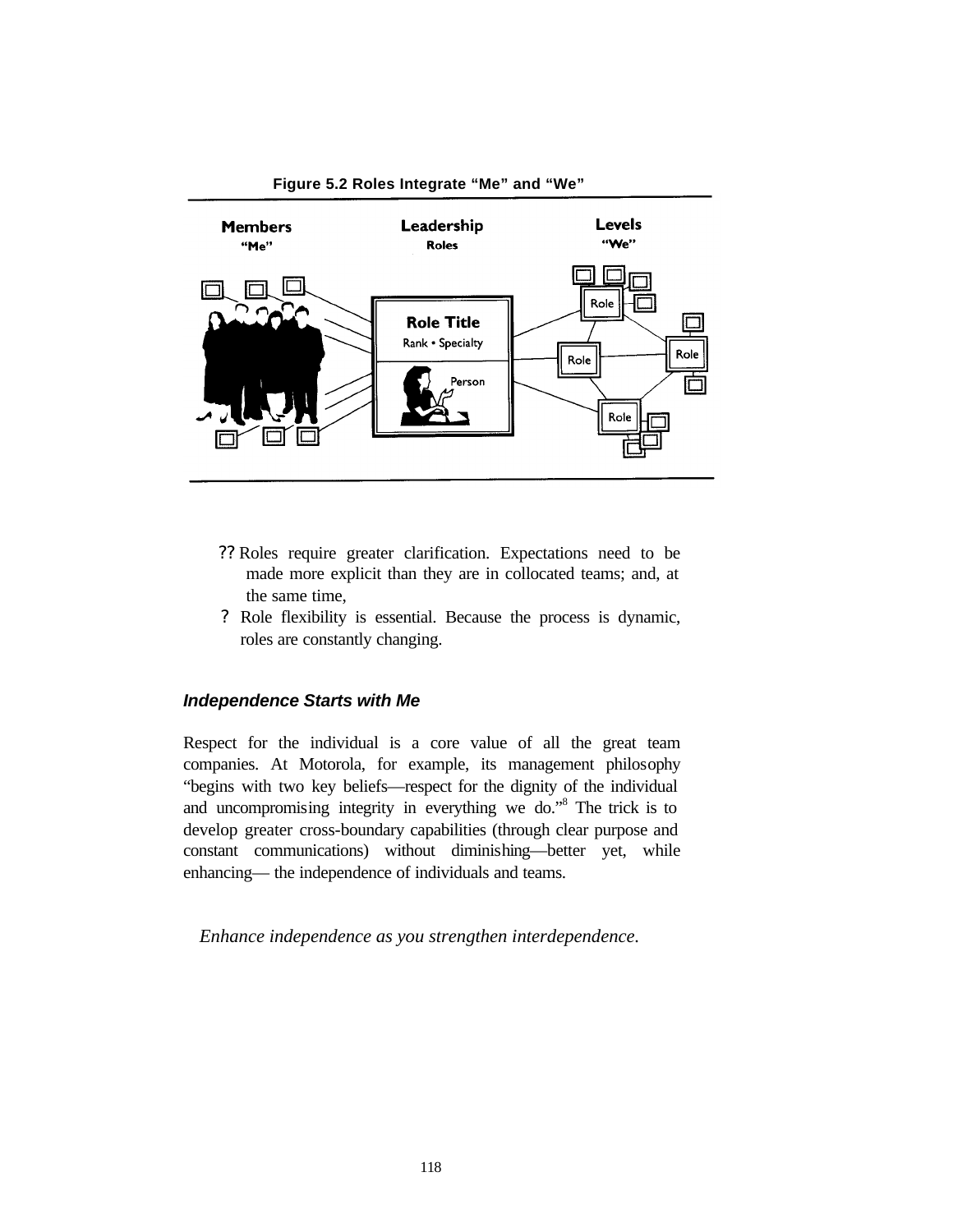**Figure 5.2 Roles Integrate "Me" and "We"**

| Members | Leadership | Levels |
|---|---|---|
| "Me" | Roles | "We" |

Role Title
Rank • Specialty
Person

Role
Role
Role
Role

- ?? Roles require greater clarification. Expectations need to be made more explicit than they are in collocated teams; and, at the same time,
- ? Role flexibility is essential. Because the process is dynamic, roles are constantly changing.

### *Independence Starts with Me*

Respect for the individual is a core value of all the great team companies. At Motorola, for example, its management philosophy "begins with two key beliefs—respect for the dignity of the individual and uncompromising integrity in everything we do."[8] The trick is to develop greater cross-boundary capabilities (through clear purpose and constant communications) without diminishing—better yet, while enhancing— the independence of individuals and teams.

*Enhance independence as you strengthen interdependence.*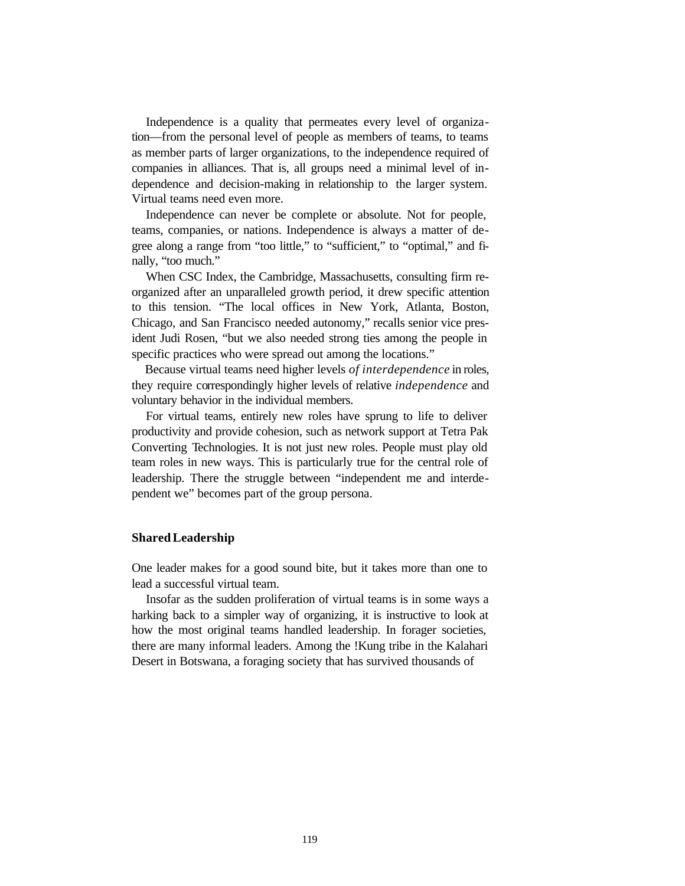Independence is a quality that permeates every level of organization—from the personal level of people as members of teams, to teams as member parts of larger organizations, to the independence required of companies in alliances. That is, all groups need a minimal level of independence and decision-making in relationship to the larger system. Virtual teams need even more.

Independence can never be complete or absolute. Not for people, teams, companies, or nations. Independence is always a matter of degree along a range from "too little," to "sufficient," to "optimal," and finally, "too much."

When CSC Index, the Cambridge, Massachusetts, consulting firm reorganized after an unparalleled growth period, it drew specific attention to this tension. "The local offices in New York, Atlanta, Boston, Chicago, and San Francisco needed autonomy," recalls senior vice president Judi Rosen, "but we also needed strong ties among the people in specific practices who were spread out among the locations."

Because virtual teams need higher levels *of interdependence* in roles, they require correspondingly higher levels of relative *independence* and voluntary behavior in the individual members.

For virtual teams, entirely new roles have sprung to life to deliver productivity and provide cohesion, such as network support at Tetra Pak Converting Technologies. It is not just new roles. People must play old team roles in new ways. This is particularly true for the central role of leadership. There the struggle between "independent me and interdependent we" becomes part of the group persona.

## Shared Leadership

One leader makes for a good sound bite, but it takes more than one to lead a successful virtual team.

Insofar as the sudden proliferation of virtual teams is in some ways a harking back to a simpler way of organizing, it is instructive to look at how the most original teams handled leadership. In forager societies, there are many informal leaders. Among the !Kung tribe in the Kalahari Desert in Botswana, a foraging society that has survived thousands of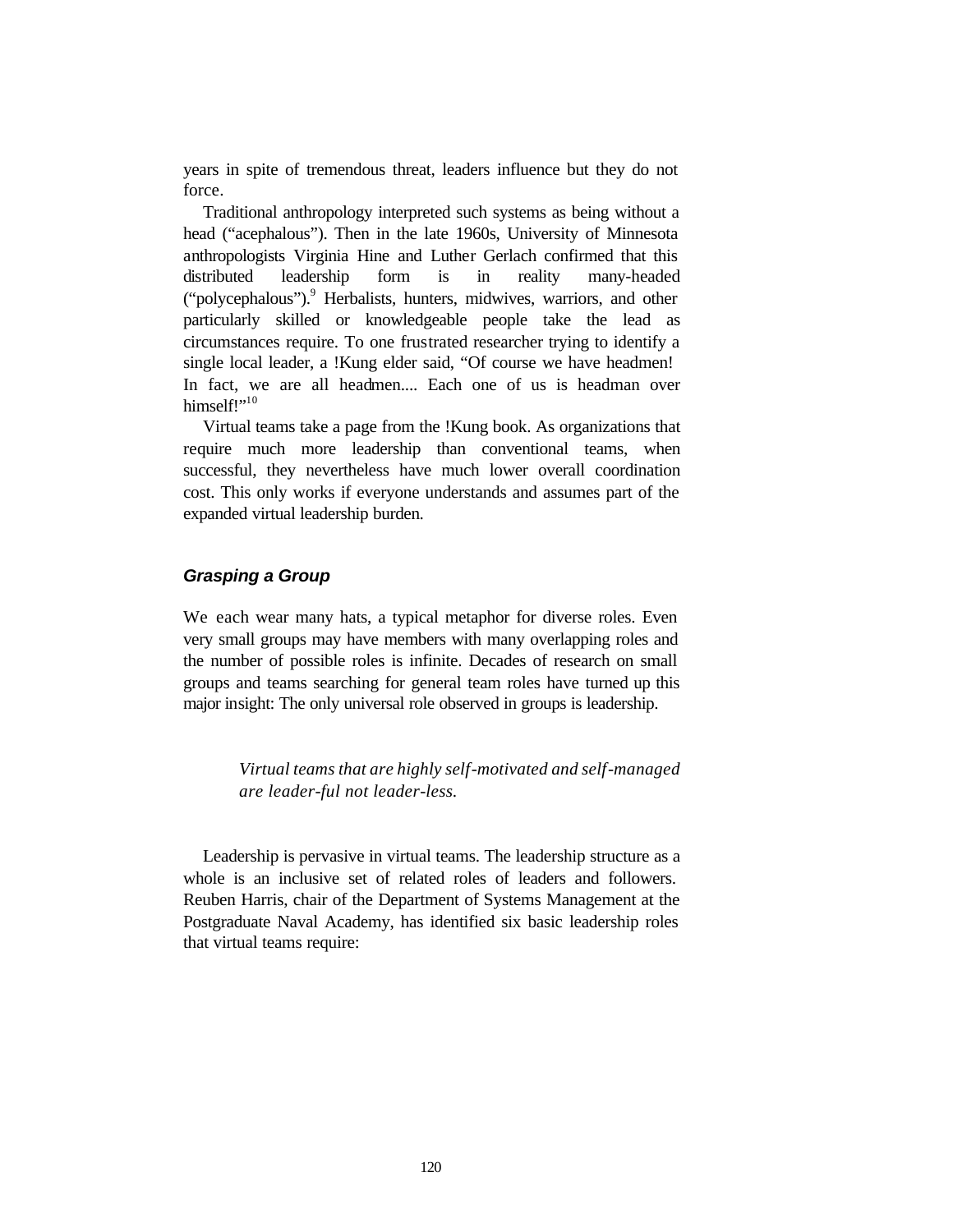years in spite of tremendous threat, leaders influence but they do not force.

Traditional anthropology interpreted such systems as being without a head ("acephalous"). Then in the late 1960s, University of Minnesota anthropologists Virginia Hine and Luther Gerlach confirmed that this distributed leadership form is in reality many-headed ("polycephalous").[9] Herbalists, hunters, midwives, warriors, and other particularly skilled or knowledgeable people take the lead as circumstances require. To one frustrated researcher trying to identify a single local leader, a !Kung elder said, "Of course we have headmen! In fact, we are all headmen.... Each one of us is headman over himself!"[10]

Virtual teams take a page from the !Kung book. As organizations that require much more leadership than conventional teams, when successful, they nevertheless have much lower overall coordination cost. This only works if everyone understands and assumes part of the expanded virtual leadership burden.

### *Grasping a Group*

We each wear many hats, a typical metaphor for diverse roles. Even very small groups may have members with many overlapping roles and the number of possible roles is infinite. Decades of research on small groups and teams searching for general team roles have turned up this major insight: The only universal role observed in groups is leadership.

> *Virtual teams that are highly self-motivated and self-managed are leader-ful not leader-less.*

Leadership is pervasive in virtual teams. The leadership structure as a whole is an inclusive set of related roles of leaders and followers. Reuben Harris, chair of the Department of Systems Management at the Postgraduate Naval Academy, has identified six basic leadership roles that virtual teams require: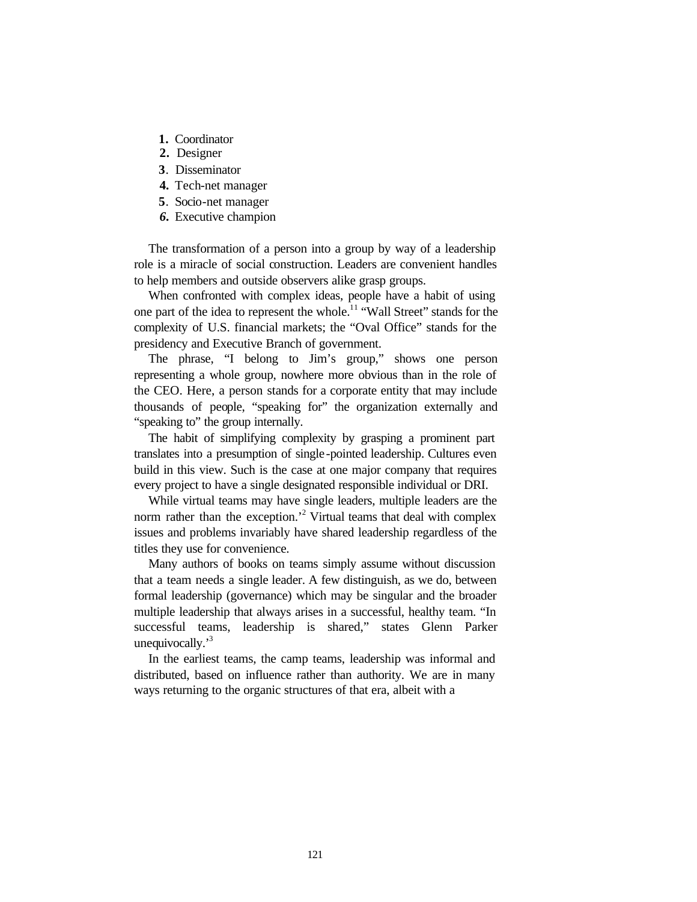1. Coordinator
2. Designer
3. Disseminator
4. Tech-net manager
5. Socio-net manager
6. Executive champion

The transformation of a person into a group by way of a leadership role is a miracle of social construction. Leaders are convenient handles to help members and outside observers alike grasp groups.

When confronted with complex ideas, people have a habit of using one part of the idea to represent the whole.[11] "Wall Street" stands for the complexity of U.S. financial markets; the "Oval Office" stands for the presidency and Executive Branch of government.

The phrase, "I belong to Jim's group," shows one person representing a whole group, nowhere more obvious than in the role of the CEO. Here, a person stands for a corporate entity that may include thousands of people, "speaking for" the organization externally and "speaking to" the group internally.

The habit of simplifying complexity by grasping a prominent part translates into a presumption of single-pointed leadership. Cultures even build in this view. Such is the case at one major company that requires every project to have a single designated responsible individual or DRI.

While virtual teams may have single leaders, multiple leaders are the norm rather than the exception.'[2] Virtual teams that deal with complex issues and problems invariably have shared leadership regardless of the titles they use for convenience.

Many authors of books on teams simply assume without discussion that a team needs a single leader. A few distinguish, as we do, between formal leadership (governance) which may be singular and the broader multiple leadership that always arises in a successful, healthy team. "In successful teams, leadership is shared," states Glenn Parker unequivocally.'[3]

In the earliest teams, the camp teams, leadership was informal and distributed, based on influence rather than authority. We are in many ways returning to the organic structures of that era, albeit with a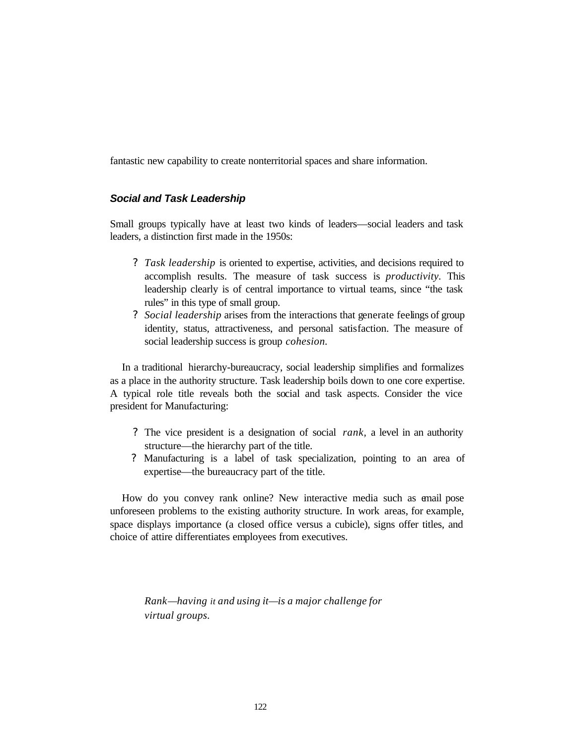fantastic new capability to create nonterritorial spaces and share information.

### *Social and Task Leadership*

Small groups typically have at least two kinds of leaders—social leaders and task leaders, a distinction first made in the 1950s:

- *Task leadership* is oriented to expertise, activities, and decisions required to accomplish results. The measure of task success is *productivity*. This leadership clearly is of central importance to virtual teams, since "the task rules" in this type of small group.
- *Social leadership* arises from the interactions that generate feelings of group identity, status, attractiveness, and personal satisfaction. The measure of social leadership success is group *cohesion*.

In a traditional hierarchy-bureaucracy, social leadership simplifies and formalizes as a place in the authority structure. Task leadership boils down to one core expertise. A typical role title reveals both the social and task aspects. Consider the vice president for Manufacturing:

- The vice president is a designation of social *rank*, a level in an authority structure—the hierarchy part of the title.
- Manufacturing is a label of task specialization, pointing to an area of expertise—the bureaucracy part of the title.

How do you convey rank online? New interactive media such as email pose unforeseen problems to the existing authority structure. In work areas, for example, space displays importance (a closed office versus a cubicle), signs offer titles, and choice of attire differentiates employees from executives.

*Rank—having it and using it—is a major challenge for virtual groups.*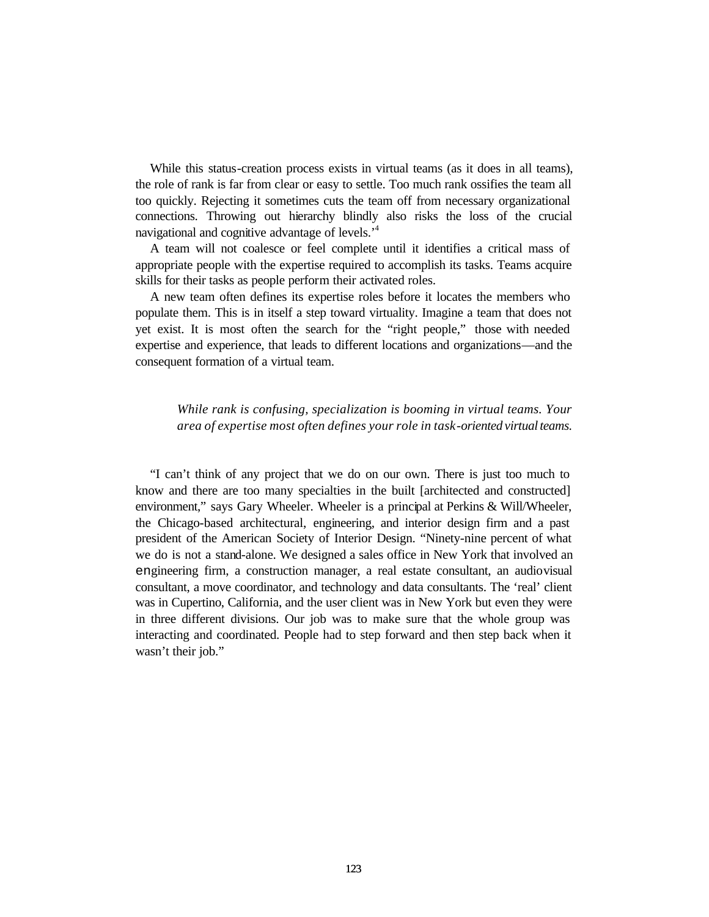While this status-creation process exists in virtual teams (as it does in all teams), the role of rank is far from clear or easy to settle. Too much rank ossifies the team all too quickly. Rejecting it sometimes cuts the team off from necessary organizational connections. Throwing out hierarchy blindly also risks the loss of the crucial navigational and cognitive advantage of levels.'[4]

A team will not coalesce or feel complete until it identifies a critical mass of appropriate people with the expertise required to accomplish its tasks. Teams acquire skills for their tasks as people perform their activated roles.

A new team often defines its expertise roles before it locates the members who populate them. This is in itself a step toward virtuality. Imagine a team that does not yet exist. It is most often the search for the "right people," those with needed expertise and experience, that leads to different locations and organizations—and the consequent formation of a virtual team.

> *While rank is confusing, specialization is booming in virtual teams. Your area of expertise most often defines your role in task-oriented virtual teams.*

"I can't think of any project that we do on our own. There is just too much to know and there are too many specialties in the built [architected and constructed] environment," says Gary Wheeler. Wheeler is a principal at Perkins & Will/Wheeler, the Chicago-based architectural, engineering, and interior design firm and a past president of the American Society of Interior Design. "Ninety-nine percent of what we do is not a stand-alone. We designed a sales office in New York that involved an engineering firm, a construction manager, a real estate consultant, an audiovisual consultant, a move coordinator, and technology and data consultants. The 'real' client was in Cupertino, California, and the user client was in New York but even they were in three different divisions. Our job was to make sure that the whole group was interacting and coordinated. People had to step forward and then step back when it wasn't their job."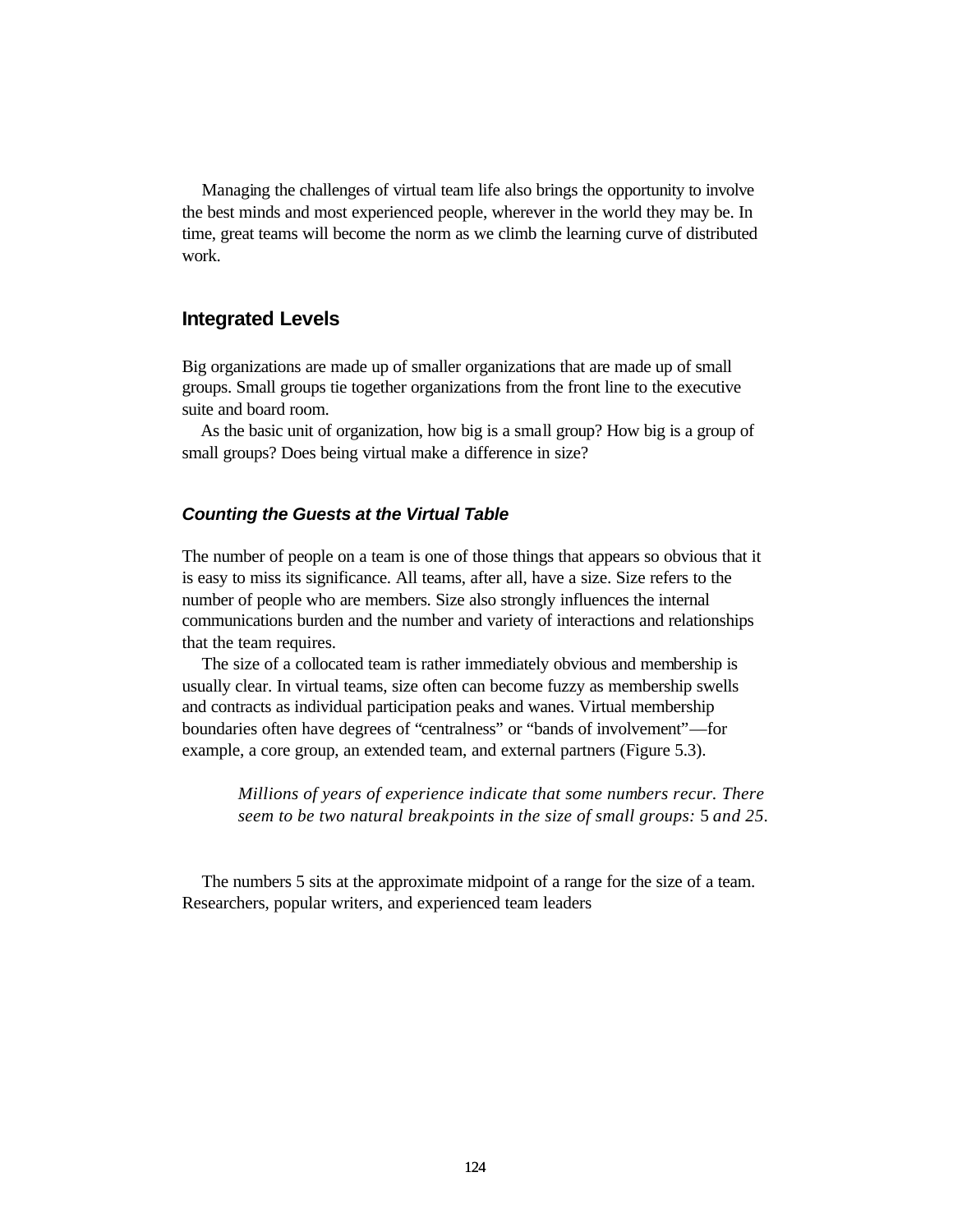Managing the challenges of virtual team life also brings the opportunity to involve the best minds and most experienced people, wherever in the world they may be. In time, great teams will become the norm as we climb the learning curve of distributed work.

## Integrated Levels

Big organizations are made up of smaller organizations that are made up of small groups. Small groups tie together organizations from the front line to the executive suite and board room.

As the basic unit of organization, how big is a small group? How big is a group of small groups? Does being virtual make a difference in size?

### *Counting the Guests at the Virtual Table*

The number of people on a team is one of those things that appears so obvious that it is easy to miss its significance. All teams, after all, have a size. Size refers to the number of people who are members. Size also strongly influences the internal communications burden and the number and variety of interactions and relationships that the team requires.

The size of a collocated team is rather immediately obvious and membership is usually clear. In virtual teams, size often can become fuzzy as membership swells and contracts as individual participation peaks and wanes. Virtual membership boundaries often have degrees of "centralness" or "bands of involvement"—for example, a core group, an extended team, and external partners (Figure 5.3).

> *Millions of years of experience indicate that some numbers recur. There seem to be two natural breakpoints in the size of small groups:* 5 *and 25.*

The numbers 5 sits at the approximate midpoint of a range for the size of a team. Researchers, popular writers, and experienced team leaders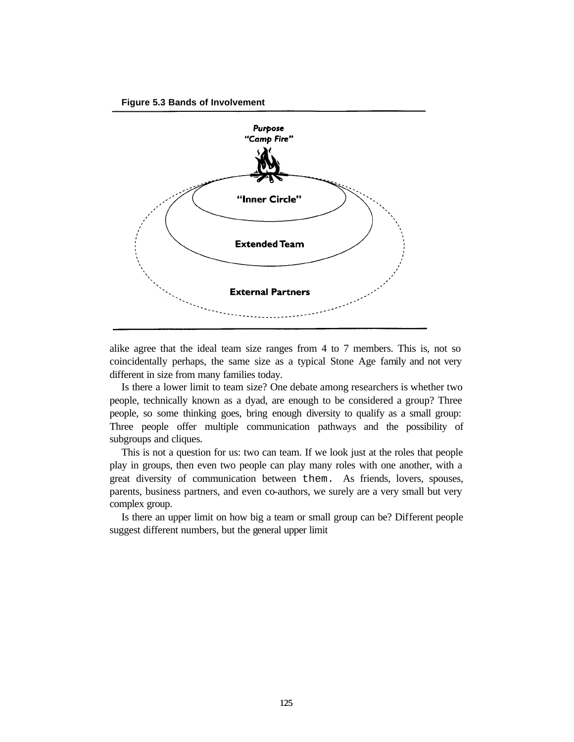**Figure 5.3 Bands of Involvement**

alike agree that the ideal team size ranges from 4 to 7 members. This is, not so coincidentally perhaps, the same size as a typical Stone Age family and not very different in size from many families today.

Is there a lower limit to team size? One debate among researchers is whether two people, technically known as a dyad, are enough to be considered a group? Three people, so some thinking goes, bring enough diversity to qualify as a small group: Three people offer multiple communication pathways and the possibility of subgroups and cliques.

This is not a question for us: two can team. If we look just at the roles that people play in groups, then even two people can play many roles with one another, with a great diversity of communication between them. As friends, lovers, spouses, parents, business partners, and even co-authors, we surely are a very small but very complex group.

Is there an upper limit on how big a team or small group can be? Different people suggest different numbers, but the general upper limit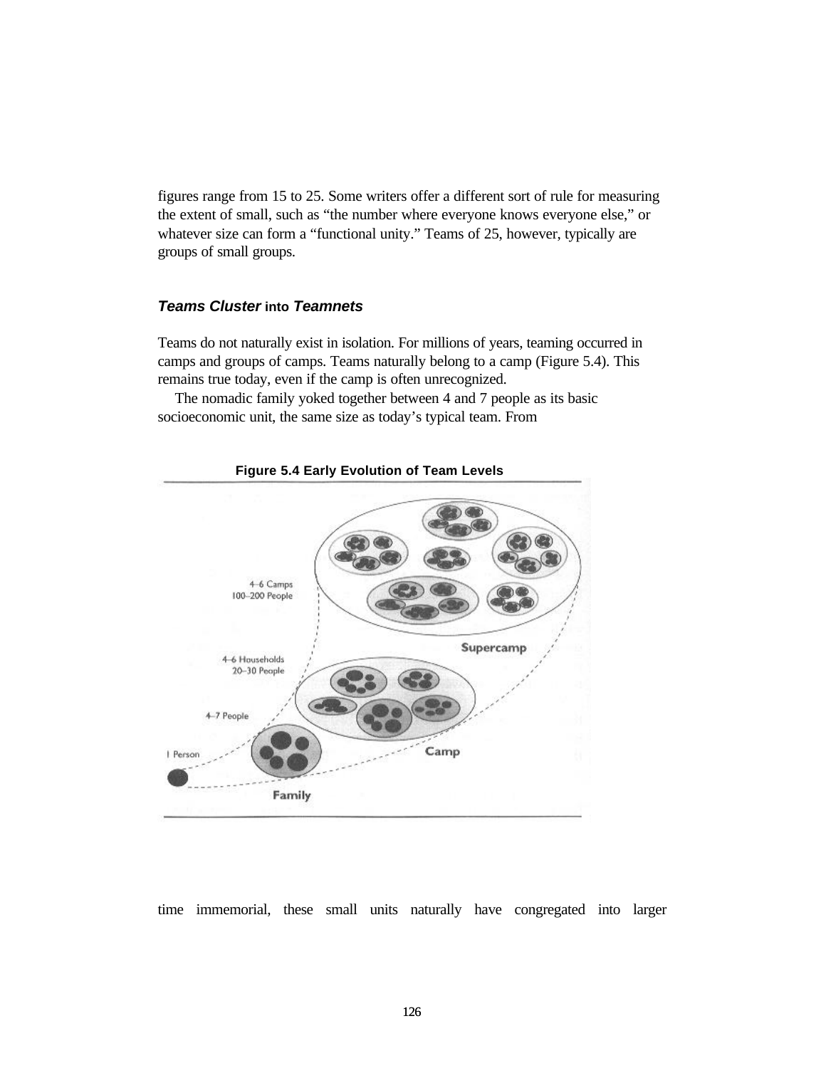figures range from 15 to 25. Some writers offer a different sort of rule for measuring the extent of small, such as "the number where everyone knows everyone else," or whatever size can form a "functional unity." Teams of 25, however, typically are groups of small groups.

### ***Teams Cluster* into *Teamnets***

Teams do not naturally exist in isolation. For millions of years, teaming occurred in camps and groups of camps. Teams naturally belong to a camp (Figure 5.4). This remains true today, even if the camp is often unrecognized.

The nomadic family yoked together between 4 and 7 people as its basic socioeconomic unit, the same size as today's typical team. From

**Figure 5.4 Early Evolution of Team Levels**

time immemorial, these small units naturally have congregated into larger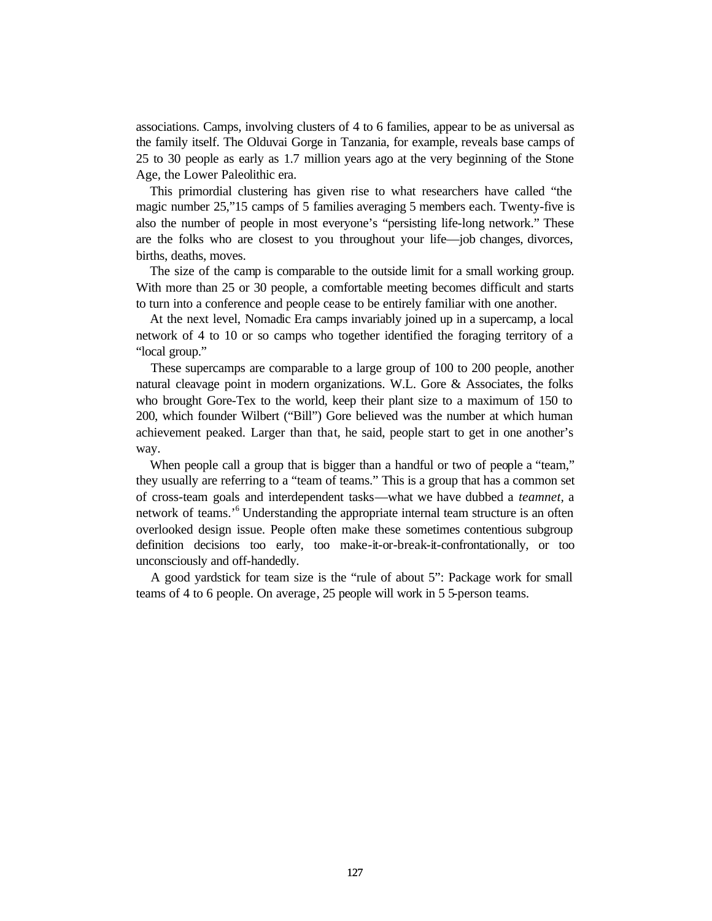associations. Camps, involving clusters of 4 to 6 families, appear to be as universal as the family itself. The Olduvai Gorge in Tanzania, for example, reveals base camps of 25 to 30 people as early as 1.7 million years ago at the very beginning of the Stone Age, the Lower Paleolithic era.

This primordial clustering has given rise to what researchers have called "the magic number 25,"15 camps of 5 families averaging 5 members each. Twenty-five is also the number of people in most everyone's "persisting life-long network." These are the folks who are closest to you throughout your life—job changes, divorces, births, deaths, moves.

The size of the camp is comparable to the outside limit for a small working group. With more than 25 or 30 people, a comfortable meeting becomes difficult and starts to turn into a conference and people cease to be entirely familiar with one another.

At the next level, Nomadic Era camps invariably joined up in a supercamp, a local network of 4 to 10 or so camps who together identified the foraging territory of a "local group."

These supercamps are comparable to a large group of 100 to 200 people, another natural cleavage point in modern organizations. W.L. Gore & Associates, the folks who brought Gore-Tex to the world, keep their plant size to a maximum of 150 to 200, which founder Wilbert ("Bill") Gore believed was the number at which human achievement peaked. Larger than that, he said, people start to get in one another's way.

When people call a group that is bigger than a handful or two of people a "team," they usually are referring to a "team of teams." This is a group that has a common set of cross-team goals and interdependent tasks—what we have dubbed a *teamnet*, a network of teams.'[6] Understanding the appropriate internal team structure is an often overlooked design issue. People often make these sometimes contentious subgroup definition decisions too early, too make-it-or-break-it-confrontationally, or too unconsciously and off-handedly.

A good yardstick for team size is the "rule of about 5": Package work for small teams of 4 to 6 people. On average, 25 people will work in 5 5-person teams.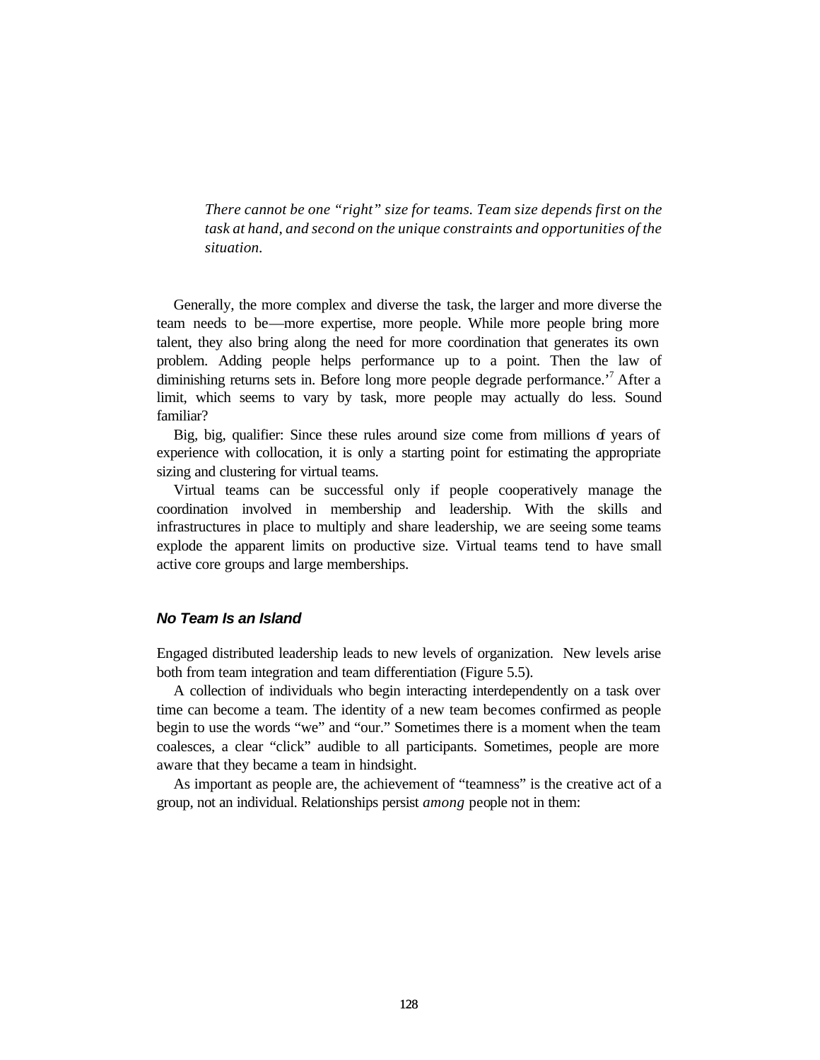*There cannot be one "right" size for teams. Team size depends first on the task at hand, and second on the unique constraints and opportunities of the situation.*

Generally, the more complex and diverse the task, the larger and more diverse the team needs to be—more expertise, more people. While more people bring more talent, they also bring along the need for more coordination that generates its own problem. Adding people helps performance up to a point. Then the law of diminishing returns sets in. Before long more people degrade performance.'[7] After a limit, which seems to vary by task, more people may actually do less. Sound familiar?

Big, big, qualifier: Since these rules around size come from millions of years of experience with collocation, it is only a starting point for estimating the appropriate sizing and clustering for virtual teams.

Virtual teams can be successful only if people cooperatively manage the coordination involved in membership and leadership. With the skills and infrastructures in place to multiply and share leadership, we are seeing some teams explode the apparent limits on productive size. Virtual teams tend to have small active core groups and large memberships.

### ***No Team Is an Island***

Engaged distributed leadership leads to new levels of organization. New levels arise both from team integration and team differentiation (Figure 5.5).

A collection of individuals who begin interacting interdependently on a task over time can become a team. The identity of a new team becomes confirmed as people begin to use the words "we" and "our." Sometimes there is a moment when the team coalesces, a clear "click" audible to all participants. Sometimes, people are more aware that they became a team in hindsight.

As important as people are, the achievement of "teamness" is the creative act of a group, not an individual. Relationships persist *among* people not in them: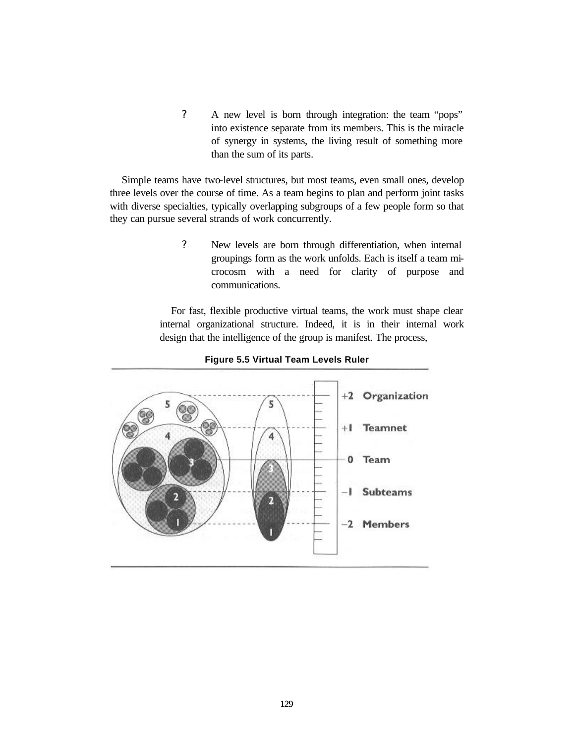- ? A new level is born through integration: the team "pops" into existence separate from its members. This is the miracle of synergy in systems, the living result of something more than the sum of its parts.

Simple teams have two-level structures, but most teams, even small ones, develop three levels over the course of time. As a team begins to plan and perform joint tasks with diverse specialties, typically overlapping subgroups of a few people form so that they can pursue several strands of work concurrently.

- ? New levels are born through differentiation, when internal groupings form as the work unfolds. Each is itself a team microcosm with a need for clarity of purpose and communications.

For fast, flexible productive virtual teams, the work must shape clear internal organizational structure. Indeed, it is in their internal work design that the intelligence of the group is manifest. The process,

**Figure 5.5 Virtual Team Levels Ruler**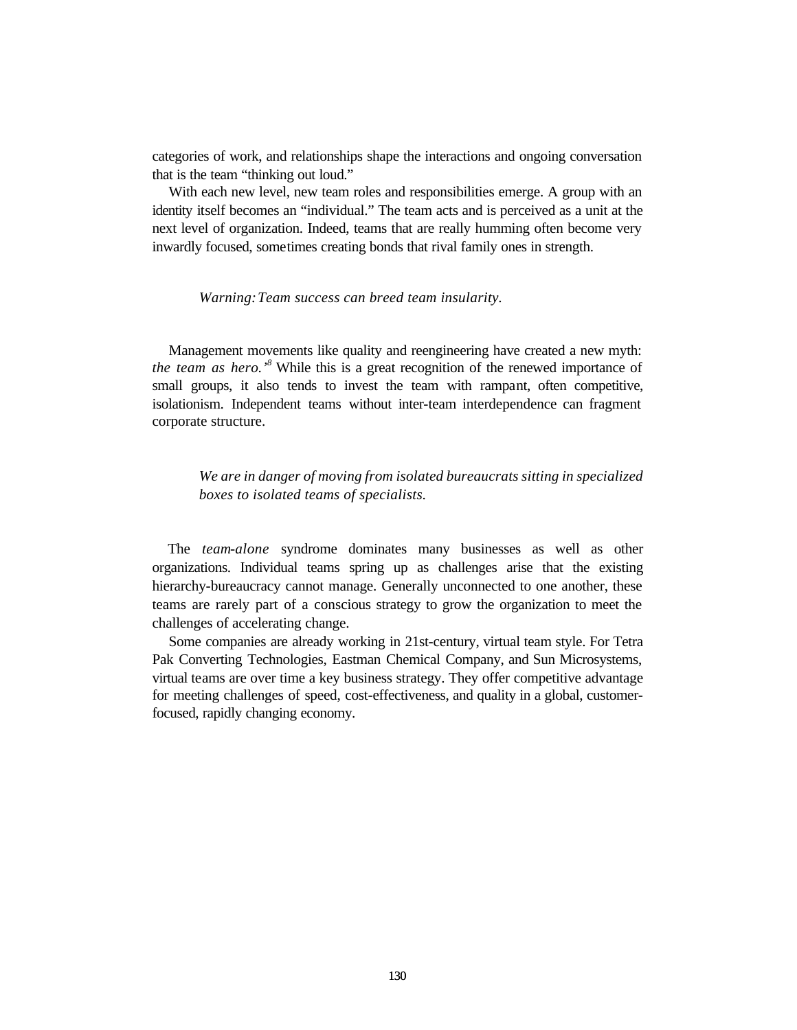categories of work, and relationships shape the interactions and ongoing conversation that is the team "thinking out loud."

With each new level, new team roles and responsibilities emerge. A group with an identity itself becomes an "individual." The team acts and is perceived as a unit at the next level of organization. Indeed, teams that are really humming often become very inwardly focused, sometimes creating bonds that rival family ones in strength.

> *Warning: Team success can breed team insularity.*

Management movements like quality and reengineering have created a new myth: *the team as hero.'*[8] While this is a great recognition of the renewed importance of small groups, it also tends to invest the team with rampant, often competitive, isolationism. Independent teams without inter-team interdependence can fragment corporate structure.

> *We are in danger of moving from isolated bureaucrats sitting in specialized boxes to isolated teams of specialists.*

The *team-alone* syndrome dominates many businesses as well as other organizations. Individual teams spring up as challenges arise that the existing hierarchy-bureaucracy cannot manage. Generally unconnected to one another, these teams are rarely part of a conscious strategy to grow the organization to meet the challenges of accelerating change.

Some companies are already working in 21st-century, virtual team style. For Tetra Pak Converting Technologies, Eastman Chemical Company, and Sun Microsystems, virtual teams are over time a key business strategy. They offer competitive advantage for meeting challenges of speed, cost-effectiveness, and quality in a global, customer-focused, rapidly changing economy.